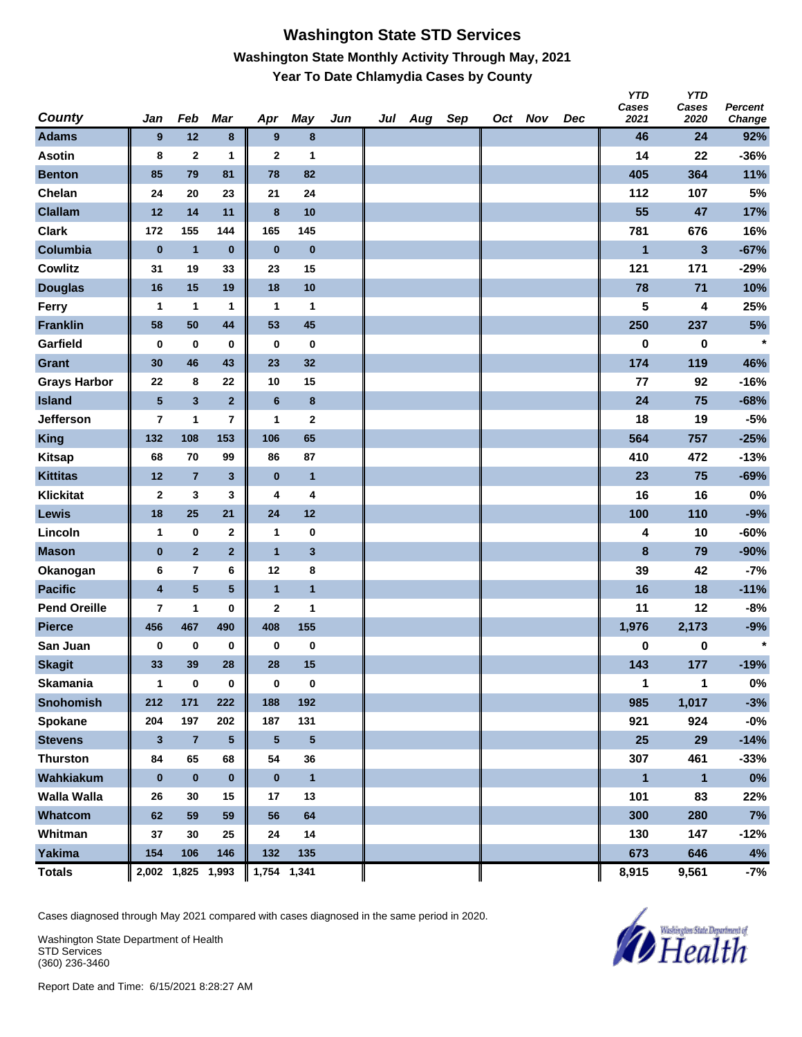# Washington State STD Services

## Washington State Monthly Activity Through May, 2021

### Year To Date Chlamydia Cases by County

| County | Jan | Feb | Mar | Apr | May | Jun | Jul | Aug | Sep | Oct | Nov | Dec | YTD Cases 2021 | YTD Cases 2020 | Percent Change |
|---|---|---|---|---|---|---|---|---|---|---|---|---|---|---|---|
| Adams | 9 | 12 | 8 | 9 | 8 | | | | | | | | 46 | 24 | 92% |
| Asotin | 8 | 2 | 1 | 2 | 1 | | | | | | | | 14 | 22 | -36% |
| Benton | 85 | 79 | 81 | 78 | 82 | | | | | | | | 405 | 364 | 11% |
| Chelan | 24 | 20 | 23 | 21 | 24 | | | | | | | | 112 | 107 | 5% |
| Clallam | 12 | 14 | 11 | 8 | 10 | | | | | | | | 55 | 47 | 17% |
| Clark | 172 | 155 | 144 | 165 | 145 | | | | | | | | 781 | 676 | 16% |
| Columbia | 0 | 1 | 0 | 0 | 0 | | | | | | | | 1 | 3 | -67% |
| Cowlitz | 31 | 19 | 33 | 23 | 15 | | | | | | | | 121 | 171 | -29% |
| Douglas | 16 | 15 | 19 | 18 | 10 | | | | | | | | 78 | 71 | 10% |
| Ferry | 1 | 1 | 1 | 1 | 1 | | | | | | | | 5 | 4 | 25% |
| Franklin | 58 | 50 | 44 | 53 | 45 | | | | | | | | 250 | 237 | 5% |
| Garfield | 0 | 0 | 0 | 0 | 0 | | | | | | | | 0 | 0 | * |
| Grant | 30 | 46 | 43 | 23 | 32 | | | | | | | | 174 | 119 | 46% |
| Grays Harbor | 22 | 8 | 22 | 10 | 15 | | | | | | | | 77 | 92 | -16% |
| Island | 5 | 3 | 2 | 6 | 8 | | | | | | | | 24 | 75 | -68% |
| Jefferson | 7 | 1 | 7 | 1 | 2 | | | | | | | | 18 | 19 | -5% |
| King | 132 | 108 | 153 | 106 | 65 | | | | | | | | 564 | 757 | -25% |
| Kitsap | 68 | 70 | 99 | 86 | 87 | | | | | | | | 410 | 472 | -13% |
| Kittitas | 12 | 7 | 3 | 0 | 1 | | | | | | | | 23 | 75 | -69% |
| Klickitat | 2 | 3 | 3 | 4 | 4 | | | | | | | | 16 | 16 | 0% |
| Lewis | 18 | 25 | 21 | 24 | 12 | | | | | | | | 100 | 110 | -9% |
| Lincoln | 1 | 0 | 2 | 1 | 0 | | | | | | | | 4 | 10 | -60% |
| Mason | 0 | 2 | 2 | 1 | 3 | | | | | | | | 8 | 79 | -90% |
| Okanogan | 6 | 7 | 6 | 12 | 8 | | | | | | | | 39 | 42 | -7% |
| Pacific | 4 | 5 | 5 | 1 | 1 | | | | | | | | 16 | 18 | -11% |
| Pend Oreille | 7 | 1 | 0 | 2 | 1 | | | | | | | | 11 | 12 | -8% |
| Pierce | 456 | 467 | 490 | 408 | 155 | | | | | | | | 1,976 | 2,173 | -9% |
| San Juan | 0 | 0 | 0 | 0 | 0 | | | | | | | | 0 | 0 | * |
| Skagit | 33 | 39 | 28 | 28 | 15 | | | | | | | | 143 | 177 | -19% |
| Skamania | 1 | 0 | 0 | 0 | 0 | | | | | | | | 1 | 1 | 0% |
| Snohomish | 212 | 171 | 222 | 188 | 192 | | | | | | | | 985 | 1,017 | -3% |
| Spokane | 204 | 197 | 202 | 187 | 131 | | | | | | | | 921 | 924 | -0% |
| Stevens | 3 | 7 | 5 | 5 | 5 | | | | | | | | 25 | 29 | -14% |
| Thurston | 84 | 65 | 68 | 54 | 36 | | | | | | | | 307 | 461 | -33% |
| Wahkiakum | 0 | 0 | 0 | 0 | 1 | | | | | | | | 1 | 1 | 0% |
| Walla Walla | 26 | 30 | 15 | 17 | 13 | | | | | | | | 101 | 83 | 22% |
| Whatcom | 62 | 59 | 59 | 56 | 64 | | | | | | | | 300 | 280 | 7% |
| Whitman | 37 | 30 | 25 | 24 | 14 | | | | | | | | 130 | 147 | -12% |
| Yakima | 154 | 106 | 146 | 132 | 135 | | | | | | | | 673 | 646 | 4% |
| Totals | 2,002 | 1,825 | 1,993 | 1,754 | 1,341 | | | | | | | | 8,915 | 9,561 | -7% |

Cases diagnosed through May 2021 compared with cases diagnosed in the same period in 2020.

Washington State Department of Health
STD Services
(360) 236-3460

Report Date and Time: 6/15/2021 8:28:27 AM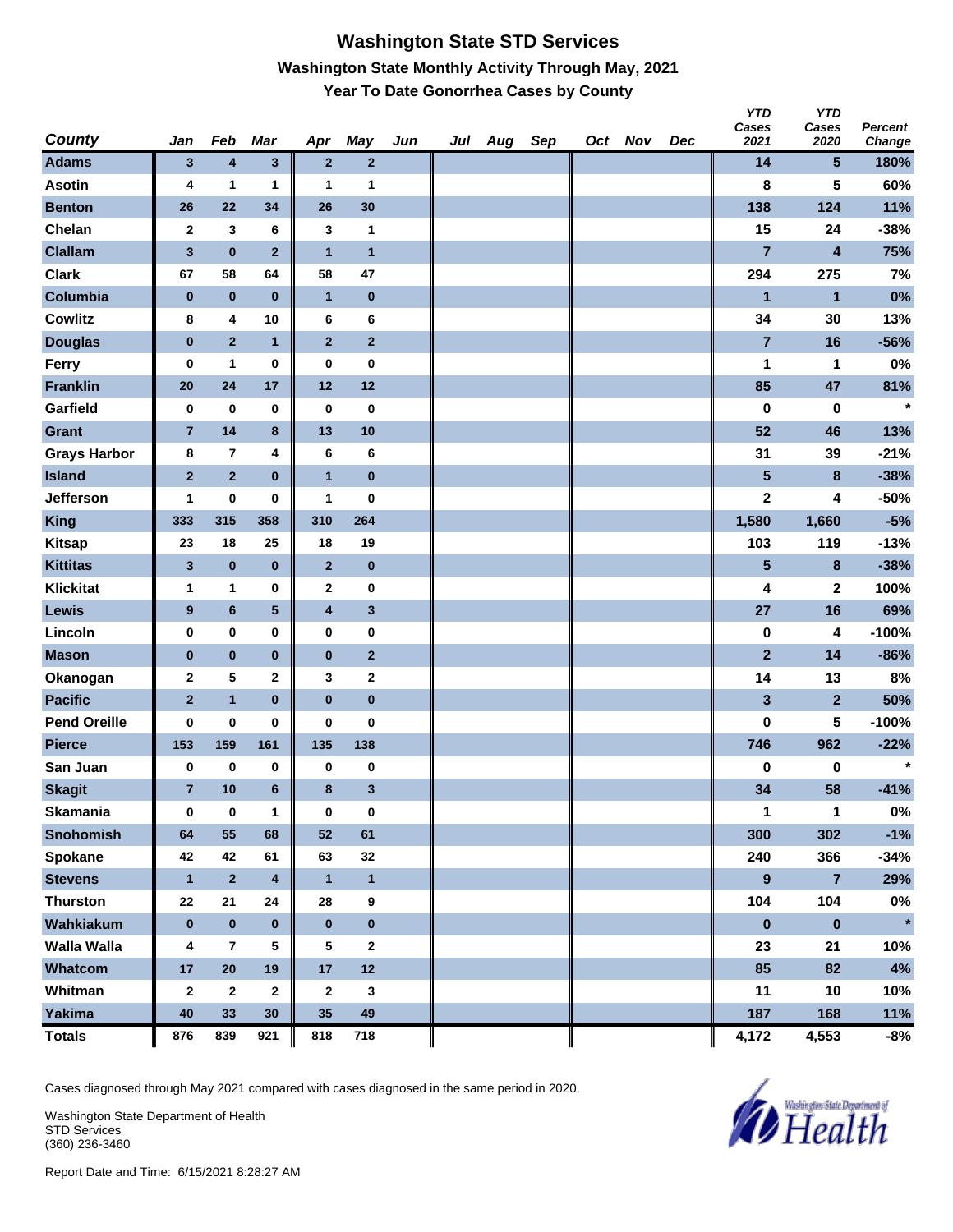# Washington State STD Services

## Washington State Monthly Activity Through May, 2021

### Year To Date Gonorrhea Cases by County

| County | Jan | Feb | Mar | Apr | May | Jun | Jul | Aug | Sep | Oct | Nov | Dec | YTD Cases 2021 | YTD Cases 2020 | Percent Change |
|---|---|---|---|---|---|---|---|---|---|---|---|---|---|---|---|
| **Adams** | 3 | 4 | 3 | 2 | 2 | | | | | | | | 14 | 5 | 180% |
| **Asotin** | 4 | 1 | 1 | 1 | 1 | | | | | | | | 8 | 5 | 60% |
| **Benton** | 26 | 22 | 34 | 26 | 30 | | | | | | | | 138 | 124 | 11% |
| **Chelan** | 2 | 3 | 6 | 3 | 1 | | | | | | | | 15 | 24 | -38% |
| **Clallam** | 3 | 0 | 2 | 1 | 1 | | | | | | | | 7 | 4 | 75% |
| **Clark** | 67 | 58 | 64 | 58 | 47 | | | | | | | | 294 | 275 | 7% |
| **Columbia** | 0 | 0 | 0 | 1 | 0 | | | | | | | | 1 | 1 | 0% |
| **Cowlitz** | 8 | 4 | 10 | 6 | 6 | | | | | | | | 34 | 30 | 13% |
| **Douglas** | 0 | 2 | 1 | 2 | 2 | | | | | | | | 7 | 16 | -56% |
| **Ferry** | 0 | 1 | 0 | 0 | 0 | | | | | | | | 1 | 1 | 0% |
| **Franklin** | 20 | 24 | 17 | 12 | 12 | | | | | | | | 85 | 47 | 81% |
| **Garfield** | 0 | 0 | 0 | 0 | 0 | | | | | | | | 0 | 0 | * |
| **Grant** | 7 | 14 | 8 | 13 | 10 | | | | | | | | 52 | 46 | 13% |
| **Grays Harbor** | 8 | 7 | 4 | 6 | 6 | | | | | | | | 31 | 39 | -21% |
| **Island** | 2 | 2 | 0 | 1 | 0 | | | | | | | | 5 | 8 | -38% |
| **Jefferson** | 1 | 0 | 0 | 1 | 0 | | | | | | | | 2 | 4 | -50% |
| **King** | 333 | 315 | 358 | 310 | 264 | | | | | | | | 1,580 | 1,660 | -5% |
| **Kitsap** | 23 | 18 | 25 | 18 | 19 | | | | | | | | 103 | 119 | -13% |
| **Kittitas** | 3 | 0 | 0 | 2 | 0 | | | | | | | | 5 | 8 | -38% |
| **Klickitat** | 1 | 1 | 0 | 2 | 0 | | | | | | | | 4 | 2 | 100% |
| **Lewis** | 9 | 6 | 5 | 4 | 3 | | | | | | | | 27 | 16 | 69% |
| **Lincoln** | 0 | 0 | 0 | 0 | 0 | | | | | | | | 0 | 4 | -100% |
| **Mason** | 0 | 0 | 0 | 0 | 2 | | | | | | | | 2 | 14 | -86% |
| **Okanogan** | 2 | 5 | 2 | 3 | 2 | | | | | | | | 14 | 13 | 8% |
| **Pacific** | 2 | 1 | 0 | 0 | 0 | | | | | | | | 3 | 2 | 50% |
| **Pend Oreille** | 0 | 0 | 0 | 0 | 0 | | | | | | | | 0 | 5 | -100% |
| **Pierce** | 153 | 159 | 161 | 135 | 138 | | | | | | | | 746 | 962 | -22% |
| **San Juan** | 0 | 0 | 0 | 0 | 0 | | | | | | | | 0 | 0 | * |
| **Skagit** | 7 | 10 | 6 | 8 | 3 | | | | | | | | 34 | 58 | -41% |
| **Skamania** | 0 | 0 | 1 | 0 | 0 | | | | | | | | 1 | 1 | 0% |
| **Snohomish** | 64 | 55 | 68 | 52 | 61 | | | | | | | | 300 | 302 | -1% |
| **Spokane** | 42 | 42 | 61 | 63 | 32 | | | | | | | | 240 | 366 | -34% |
| **Stevens** | 1 | 2 | 4 | 1 | 1 | | | | | | | | 9 | 7 | 29% |
| **Thurston** | 22 | 21 | 24 | 28 | 9 | | | | | | | | 104 | 104 | 0% |
| **Wahkiakum** | 0 | 0 | 0 | 0 | 0 | | | | | | | | 0 | 0 | * |
| **Walla Walla** | 4 | 7 | 5 | 5 | 2 | | | | | | | | 23 | 21 | 10% |
| **Whatcom** | 17 | 20 | 19 | 17 | 12 | | | | | | | | 85 | 82 | 4% |
| **Whitman** | 2 | 2 | 2 | 2 | 3 | | | | | | | | 11 | 10 | 10% |
| **Yakima** | 40 | 33 | 30 | 35 | 49 | | | | | | | | 187 | 168 | 11% |
| **Totals** | 876 | 839 | 921 | 818 | 718 | | | | | | | | 4,172 | 4,553 | -8% |

Cases diagnosed through May 2021 compared with cases diagnosed in the same period in 2020.

Washington State Department of Health
STD Services
(360) 236-3460

Report Date and Time: 6/15/2021 8:28:27 AM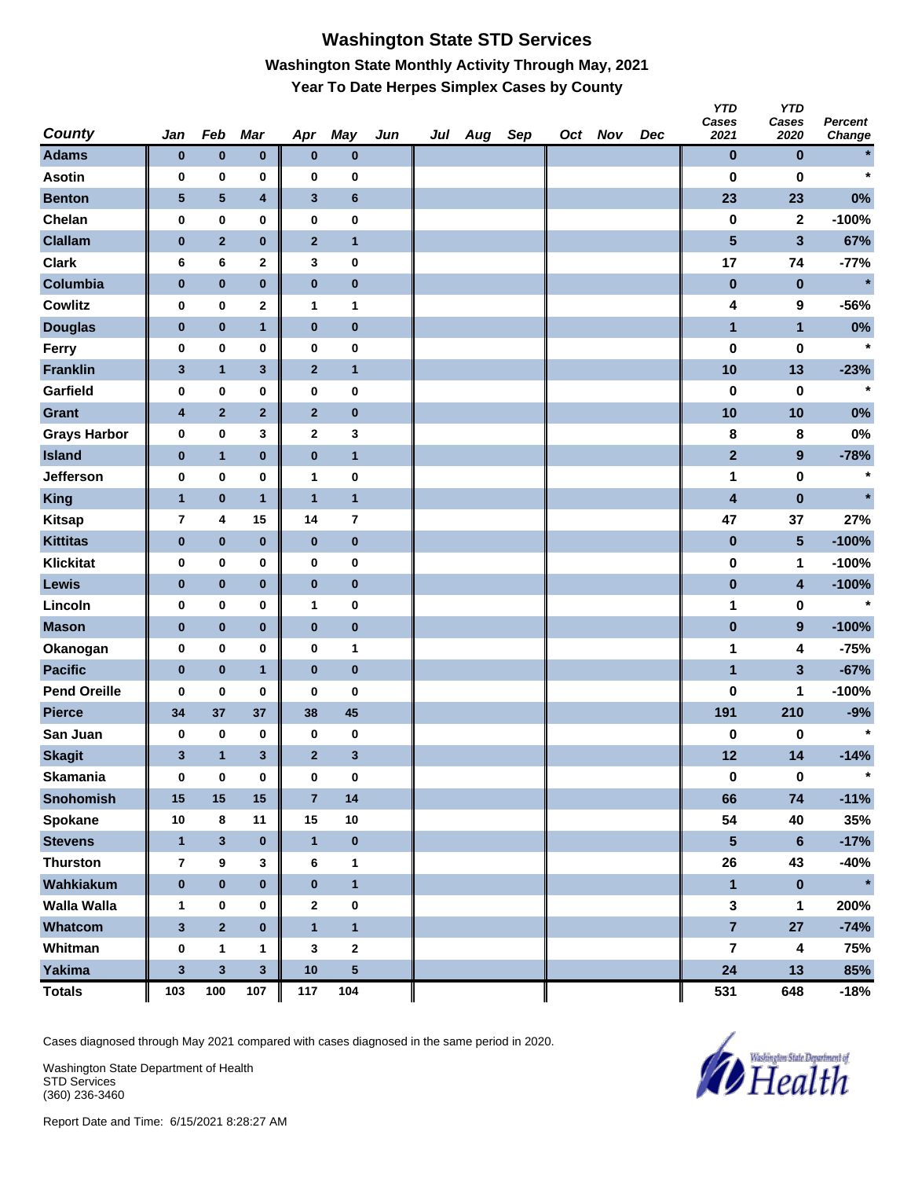# Washington State STD Services

## Washington State Monthly Activity Through May, 2021

### Year To Date Herpes Simplex Cases by County

| County | Jan | Feb | Mar | Apr | May | Jun | Jul | Aug | Sep | Oct | Nov | Dec | YTD Cases 2021 | YTD Cases 2020 | Percent Change |
|---|---|---|---|---|---|---|---|---|---|---|---|---|---|---|---|
| Adams | 0 | 0 | 0 | 0 | 0 | | | | | | | | 0 | 0 | * |
| Asotin | 0 | 0 | 0 | 0 | 0 | | | | | | | | 0 | 0 | * |
| Benton | 5 | 5 | 4 | 3 | 6 | | | | | | | | 23 | 23 | 0% |
| Chelan | 0 | 0 | 0 | 0 | 0 | | | | | | | | 0 | 2 | -100% |
| Clallam | 0 | 2 | 0 | 2 | 1 | | | | | | | | 5 | 3 | 67% |
| Clark | 6 | 6 | 2 | 3 | 0 | | | | | | | | 17 | 74 | -77% |
| Columbia | 0 | 0 | 0 | 0 | 0 | | | | | | | | 0 | 0 | * |
| Cowlitz | 0 | 0 | 2 | 1 | 1 | | | | | | | | 4 | 9 | -56% |
| Douglas | 0 | 0 | 1 | 0 | 0 | | | | | | | | 1 | 1 | 0% |
| Ferry | 0 | 0 | 0 | 0 | 0 | | | | | | | | 0 | 0 | * |
| Franklin | 3 | 1 | 3 | 2 | 1 | | | | | | | | 10 | 13 | -23% |
| Garfield | 0 | 0 | 0 | 0 | 0 | | | | | | | | 0 | 0 | * |
| Grant | 4 | 2 | 2 | 2 | 0 | | | | | | | | 10 | 10 | 0% |
| Grays Harbor | 0 | 0 | 3 | 2 | 3 | | | | | | | | 8 | 8 | 0% |
| Island | 0 | 1 | 0 | 0 | 1 | | | | | | | | 2 | 9 | -78% |
| Jefferson | 0 | 0 | 0 | 1 | 0 | | | | | | | | 1 | 0 | * |
| King | 1 | 0 | 1 | 1 | 1 | | | | | | | | 4 | 0 | * |
| Kitsap | 7 | 4 | 15 | 14 | 7 | | | | | | | | 47 | 37 | 27% |
| Kittitas | 0 | 0 | 0 | 0 | 0 | | | | | | | | 0 | 5 | -100% |
| Klickitat | 0 | 0 | 0 | 0 | 0 | | | | | | | | 0 | 1 | -100% |
| Lewis | 0 | 0 | 0 | 0 | 0 | | | | | | | | 0 | 4 | -100% |
| Lincoln | 0 | 0 | 0 | 1 | 0 | | | | | | | | 1 | 0 | * |
| Mason | 0 | 0 | 0 | 0 | 0 | | | | | | | | 0 | 9 | -100% |
| Okanogan | 0 | 0 | 0 | 0 | 1 | | | | | | | | 1 | 4 | -75% |
| Pacific | 0 | 0 | 1 | 0 | 0 | | | | | | | | 1 | 3 | -67% |
| Pend Oreille | 0 | 0 | 0 | 0 | 0 | | | | | | | | 0 | 1 | -100% |
| Pierce | 34 | 37 | 37 | 38 | 45 | | | | | | | | 191 | 210 | -9% |
| San Juan | 0 | 0 | 0 | 0 | 0 | | | | | | | | 0 | 0 | * |
| Skagit | 3 | 1 | 3 | 2 | 3 | | | | | | | | 12 | 14 | -14% |
| Skamania | 0 | 0 | 0 | 0 | 0 | | | | | | | | 0 | 0 | * |
| Snohomish | 15 | 15 | 15 | 7 | 14 | | | | | | | | 66 | 74 | -11% |
| Spokane | 10 | 8 | 11 | 15 | 10 | | | | | | | | 54 | 40 | 35% |
| Stevens | 1 | 3 | 0 | 1 | 0 | | | | | | | | 5 | 6 | -17% |
| Thurston | 7 | 9 | 3 | 6 | 1 | | | | | | | | 26 | 43 | -40% |
| Wahkiakum | 0 | 0 | 0 | 0 | 1 | | | | | | | | 1 | 0 | * |
| Walla Walla | 1 | 0 | 0 | 2 | 0 | | | | | | | | 3 | 1 | 200% |
| Whatcom | 3 | 2 | 0 | 1 | 1 | | | | | | | | 7 | 27 | -74% |
| Whitman | 0 | 1 | 1 | 3 | 2 | | | | | | | | 7 | 4 | 75% |
| Yakima | 3 | 3 | 3 | 10 | 5 | | | | | | | | 24 | 13 | 85% |
| Totals | 103 | 100 | 107 | 117 | 104 | | | | | | | | 531 | 648 | -18% |

Cases diagnosed through May 2021 compared with cases diagnosed in the same period in 2020.

Washington State Department of Health
STD Services
(360) 236-3460

Report Date and Time: 6/15/2021 8:28:27 AM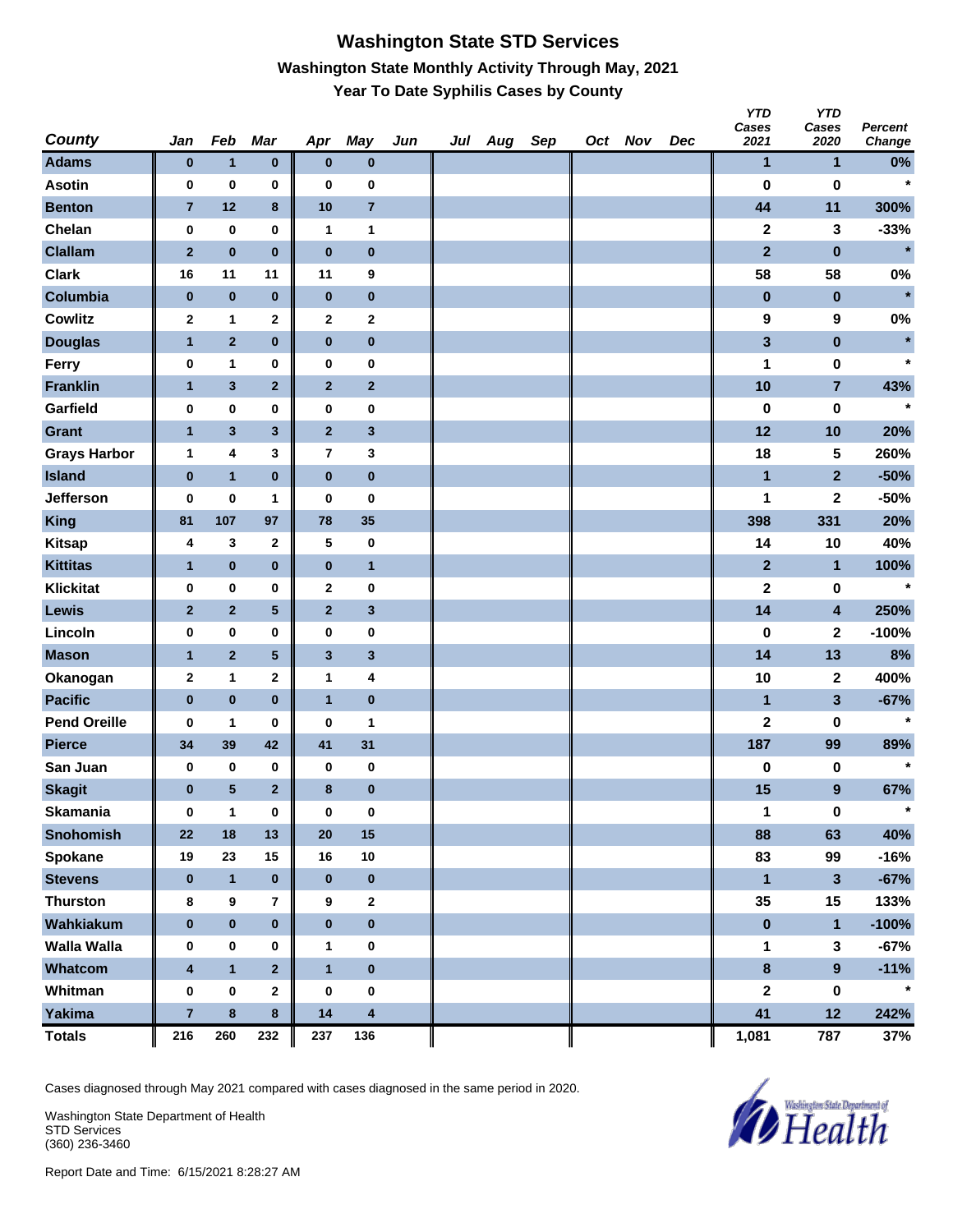# Washington State STD Services

## Washington State Monthly Activity Through May, 2021

### Year To Date Syphilis Cases by County

| County | Jan | Feb | Mar | Apr | May | Jun | Jul | Aug | Sep | Oct | Nov | Dec | YTD Cases 2021 | YTD Cases 2020 | Percent Change |
|---|---|---|---|---|---|---|---|---|---|---|---|---|---|---|---|
| Adams | 0 | 1 | 0 | 0 | 0 | | | | | | | | 1 | 1 | 0% |
| Asotin | 0 | 0 | 0 | 0 | 0 | | | | | | | | 0 | 0 | * |
| Benton | 7 | 12 | 8 | 10 | 7 | | | | | | | | 44 | 11 | 300% |
| Chelan | 0 | 0 | 0 | 1 | 1 | | | | | | | | 2 | 3 | -33% |
| Clallam | 2 | 0 | 0 | 0 | 0 | | | | | | | | 2 | 0 | * |
| Clark | 16 | 11 | 11 | 11 | 9 | | | | | | | | 58 | 58 | 0% |
| Columbia | 0 | 0 | 0 | 0 | 0 | | | | | | | | 0 | 0 | * |
| Cowlitz | 2 | 1 | 2 | 2 | 2 | | | | | | | | 9 | 9 | 0% |
| Douglas | 1 | 2 | 0 | 0 | 0 | | | | | | | | 3 | 0 | * |
| Ferry | 0 | 1 | 0 | 0 | 0 | | | | | | | | 1 | 0 | * |
| Franklin | 1 | 3 | 2 | 2 | 2 | | | | | | | | 10 | 7 | 43% |
| Garfield | 0 | 0 | 0 | 0 | 0 | | | | | | | | 0 | 0 | * |
| Grant | 1 | 3 | 3 | 2 | 3 | | | | | | | | 12 | 10 | 20% |
| Grays Harbor | 1 | 4 | 3 | 7 | 3 | | | | | | | | 18 | 5 | 260% |
| Island | 0 | 1 | 0 | 0 | 0 | | | | | | | | 1 | 2 | -50% |
| Jefferson | 0 | 0 | 1 | 0 | 0 | | | | | | | | 1 | 2 | -50% |
| King | 81 | 107 | 97 | 78 | 35 | | | | | | | | 398 | 331 | 20% |
| Kitsap | 4 | 3 | 2 | 5 | 0 | | | | | | | | 14 | 10 | 40% |
| Kittitas | 1 | 0 | 0 | 0 | 1 | | | | | | | | 2 | 1 | 100% |
| Klickitat | 0 | 0 | 0 | 2 | 0 | | | | | | | | 2 | 0 | * |
| Lewis | 2 | 2 | 5 | 2 | 3 | | | | | | | | 14 | 4 | 250% |
| Lincoln | 0 | 0 | 0 | 0 | 0 | | | | | | | | 0 | 2 | -100% |
| Mason | 1 | 2 | 5 | 3 | 3 | | | | | | | | 14 | 13 | 8% |
| Okanogan | 2 | 1 | 2 | 1 | 4 | | | | | | | | 10 | 2 | 400% |
| Pacific | 0 | 0 | 0 | 1 | 0 | | | | | | | | 1 | 3 | -67% |
| Pend Oreille | 0 | 1 | 0 | 0 | 1 | | | | | | | | 2 | 0 | * |
| Pierce | 34 | 39 | 42 | 41 | 31 | | | | | | | | 187 | 99 | 89% |
| San Juan | 0 | 0 | 0 | 0 | 0 | | | | | | | | 0 | 0 | * |
| Skagit | 0 | 5 | 2 | 8 | 0 | | | | | | | | 15 | 9 | 67% |
| Skamania | 0 | 1 | 0 | 0 | 0 | | | | | | | | 1 | 0 | * |
| Snohomish | 22 | 18 | 13 | 20 | 15 | | | | | | | | 88 | 63 | 40% |
| Spokane | 19 | 23 | 15 | 16 | 10 | | | | | | | | 83 | 99 | -16% |
| Stevens | 0 | 1 | 0 | 0 | 0 | | | | | | | | 1 | 3 | -67% |
| Thurston | 8 | 9 | 7 | 9 | 2 | | | | | | | | 35 | 15 | 133% |
| Wahkiakum | 0 | 0 | 0 | 0 | 0 | | | | | | | | 0 | 1 | -100% |
| Walla Walla | 0 | 0 | 0 | 1 | 0 | | | | | | | | 1 | 3 | -67% |
| Whatcom | 4 | 1 | 2 | 1 | 0 | | | | | | | | 8 | 9 | -11% |
| Whitman | 0 | 0 | 2 | 0 | 0 | | | | | | | | 2 | 0 | * |
| Yakima | 7 | 8 | 8 | 14 | 4 | | | | | | | | 41 | 12 | 242% |
| Totals | 216 | 260 | 232 | 237 | 136 | | | | | | | | 1,081 | 787 | 37% |

Cases diagnosed through May 2021 compared with cases diagnosed in the same period in 2020.

Washington State Department of Health
STD Services
(360) 236-3460

Report Date and Time: 6/15/2021 8:28:27 AM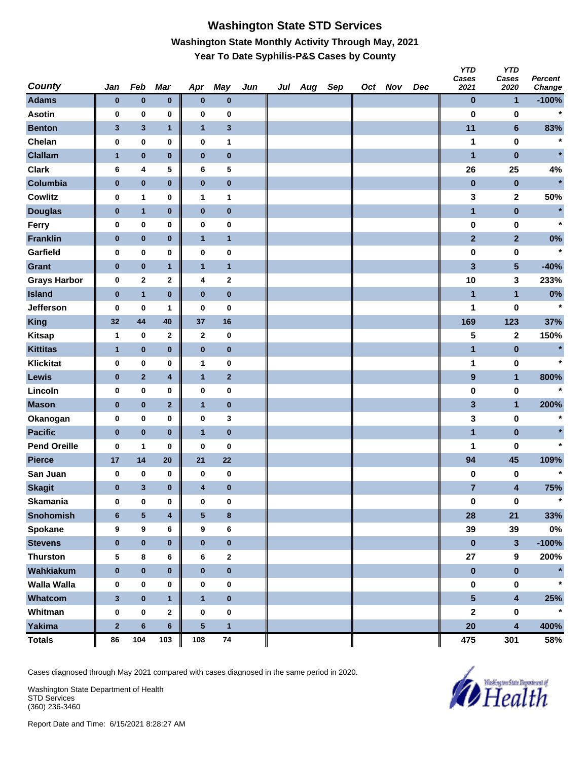# Washington State STD Services

## Washington State Monthly Activity Through May, 2021

### Year To Date Syphilis-P&S Cases by County

| County | Jan | Feb | Mar | Apr | May | Jun | Jul | Aug | Sep | Oct | Nov | Dec | YTD Cases 2021 | YTD Cases 2020 | Percent Change |
|---|---|---|---|---|---|---|---|---|---|---|---|---|---|---|---|
| Adams | 0 | 0 | 0 | 0 | 0 | | | | | | | | 0 | 1 | -100% |
| Asotin | 0 | 0 | 0 | 0 | 0 | | | | | | | | 0 | 0 | * |
| Benton | 3 | 3 | 1 | 1 | 3 | | | | | | | | 11 | 6 | 83% |
| Chelan | 0 | 0 | 0 | 0 | 1 | | | | | | | | 1 | 0 | * |
| Clallam | 1 | 0 | 0 | 0 | 0 | | | | | | | | 1 | 0 | * |
| Clark | 6 | 4 | 5 | 6 | 5 | | | | | | | | 26 | 25 | 4% |
| Columbia | 0 | 0 | 0 | 0 | 0 | | | | | | | | 0 | 0 | * |
| Cowlitz | 0 | 1 | 0 | 1 | 1 | | | | | | | | 3 | 2 | 50% |
| Douglas | 0 | 1 | 0 | 0 | 0 | | | | | | | | 1 | 0 | * |
| Ferry | 0 | 0 | 0 | 0 | 0 | | | | | | | | 0 | 0 | * |
| Franklin | 0 | 0 | 0 | 1 | 1 | | | | | | | | 2 | 2 | 0% |
| Garfield | 0 | 0 | 0 | 0 | 0 | | | | | | | | 0 | 0 | * |
| Grant | 0 | 0 | 1 | 1 | 1 | | | | | | | | 3 | 5 | -40% |
| Grays Harbor | 0 | 2 | 2 | 4 | 2 | | | | | | | | 10 | 3 | 233% |
| Island | 0 | 1 | 0 | 0 | 0 | | | | | | | | 1 | 1 | 0% |
| Jefferson | 0 | 0 | 1 | 0 | 0 | | | | | | | | 1 | 0 | * |
| King | 32 | 44 | 40 | 37 | 16 | | | | | | | | 169 | 123 | 37% |
| Kitsap | 1 | 0 | 2 | 2 | 0 | | | | | | | | 5 | 2 | 150% |
| Kittitas | 1 | 0 | 0 | 0 | 0 | | | | | | | | 1 | 0 | * |
| Klickitat | 0 | 0 | 0 | 1 | 0 | | | | | | | | 1 | 0 | * |
| Lewis | 0 | 2 | 4 | 1 | 2 | | | | | | | | 9 | 1 | 800% |
| Lincoln | 0 | 0 | 0 | 0 | 0 | | | | | | | | 0 | 0 | * |
| Mason | 0 | 0 | 2 | 1 | 0 | | | | | | | | 3 | 1 | 200% |
| Okanogan | 0 | 0 | 0 | 0 | 3 | | | | | | | | 3 | 0 | * |
| Pacific | 0 | 0 | 0 | 1 | 0 | | | | | | | | 1 | 0 | * |
| Pend Oreille | 0 | 1 | 0 | 0 | 0 | | | | | | | | 1 | 0 | * |
| Pierce | 17 | 14 | 20 | 21 | 22 | | | | | | | | 94 | 45 | 109% |
| San Juan | 0 | 0 | 0 | 0 | 0 | | | | | | | | 0 | 0 | * |
| Skagit | 0 | 3 | 0 | 4 | 0 | | | | | | | | 7 | 4 | 75% |
| Skamania | 0 | 0 | 0 | 0 | 0 | | | | | | | | 0 | 0 | * |
| Snohomish | 6 | 5 | 4 | 5 | 8 | | | | | | | | 28 | 21 | 33% |
| Spokane | 9 | 9 | 6 | 9 | 6 | | | | | | | | 39 | 39 | 0% |
| Stevens | 0 | 0 | 0 | 0 | 0 | | | | | | | | 0 | 3 | -100% |
| Thurston | 5 | 8 | 6 | 6 | 2 | | | | | | | | 27 | 9 | 200% |
| Wahkiakum | 0 | 0 | 0 | 0 | 0 | | | | | | | | 0 | 0 | * |
| Walla Walla | 0 | 0 | 0 | 0 | 0 | | | | | | | | 0 | 0 | * |
| Whatcom | 3 | 0 | 1 | 1 | 0 | | | | | | | | 5 | 4 | 25% |
| Whitman | 0 | 0 | 2 | 0 | 0 | | | | | | | | 2 | 0 | * |
| Yakima | 2 | 6 | 6 | 5 | 1 | | | | | | | | 20 | 4 | 400% |
| Totals | 86 | 104 | 103 | 108 | 74 | | | | | | | | 475 | 301 | 58% |

Cases diagnosed through May 2021 compared with cases diagnosed in the same period in 2020.

Washington State Department of Health
STD Services
(360) 236-3460

Report Date and Time: 6/15/2021 8:28:27 AM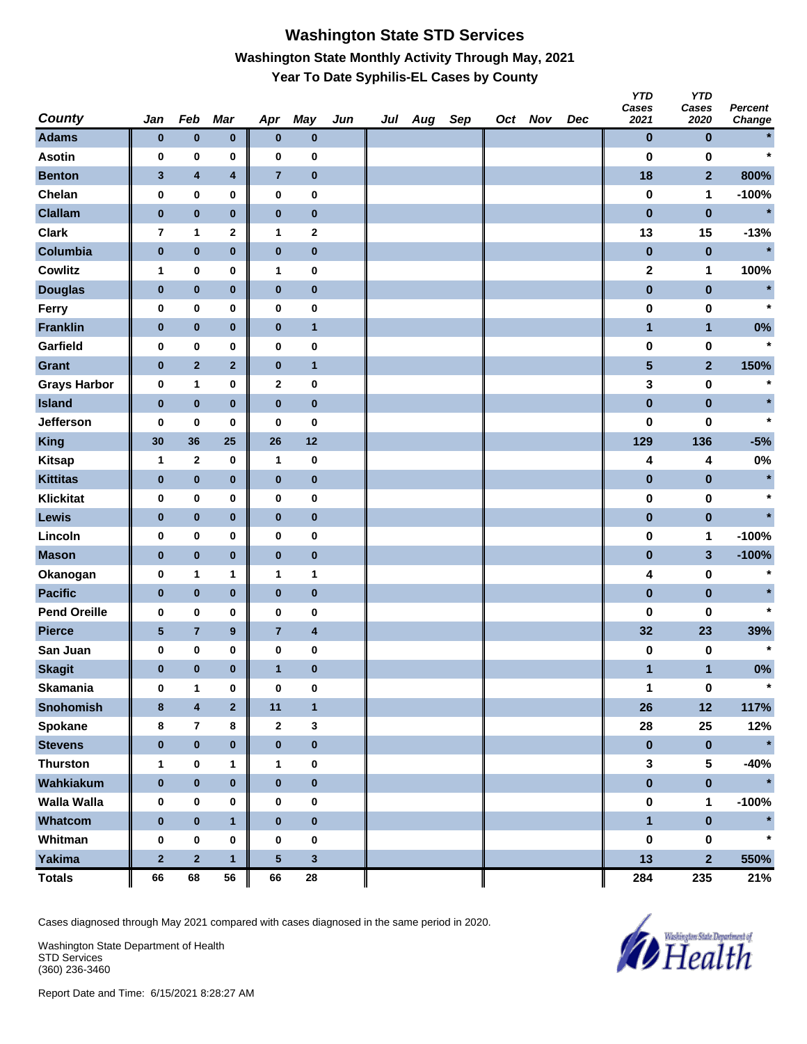# Washington State STD Services

## Washington State Monthly Activity Through May, 2021

### Year To Date Syphilis-EL Cases by County

| County | Jan | Feb | Mar | Apr | May | Jun | Jul | Aug | Sep | Oct | Nov | Dec | YTD Cases 2021 | YTD Cases 2020 | Percent Change |
|---|---|---|---|---|---|---|---|---|---|---|---|---|---|---|---|
| Adams | 0 | 0 | 0 | 0 | 0 | | | | | | | | 0 | 0 | * |
| Asotin | 0 | 0 | 0 | 0 | 0 | | | | | | | | 0 | 0 | * |
| Benton | 3 | 4 | 4 | 7 | 0 | | | | | | | | 18 | 2 | 800% |
| Chelan | 0 | 0 | 0 | 0 | 0 | | | | | | | | 0 | 1 | -100% |
| Clallam | 0 | 0 | 0 | 0 | 0 | | | | | | | | 0 | 0 | * |
| Clark | 7 | 1 | 2 | 1 | 2 | | | | | | | | 13 | 15 | -13% |
| Columbia | 0 | 0 | 0 | 0 | 0 | | | | | | | | 0 | 0 | * |
| Cowlitz | 1 | 0 | 0 | 1 | 0 | | | | | | | | 2 | 1 | 100% |
| Douglas | 0 | 0 | 0 | 0 | 0 | | | | | | | | 0 | 0 | * |
| Ferry | 0 | 0 | 0 | 0 | 0 | | | | | | | | 0 | 0 | * |
| Franklin | 0 | 0 | 0 | 0 | 1 | | | | | | | | 1 | 1 | 0% |
| Garfield | 0 | 0 | 0 | 0 | 0 | | | | | | | | 0 | 0 | * |
| Grant | 0 | 2 | 2 | 0 | 1 | | | | | | | | 5 | 2 | 150% |
| Grays Harbor | 0 | 1 | 0 | 2 | 0 | | | | | | | | 3 | 0 | * |
| Island | 0 | 0 | 0 | 0 | 0 | | | | | | | | 0 | 0 | * |
| Jefferson | 0 | 0 | 0 | 0 | 0 | | | | | | | | 0 | 0 | * |
| King | 30 | 36 | 25 | 26 | 12 | | | | | | | | 129 | 136 | -5% |
| Kitsap | 1 | 2 | 0 | 1 | 0 | | | | | | | | 4 | 4 | 0% |
| Kittitas | 0 | 0 | 0 | 0 | 0 | | | | | | | | 0 | 0 | * |
| Klickitat | 0 | 0 | 0 | 0 | 0 | | | | | | | | 0 | 0 | * |
| Lewis | 0 | 0 | 0 | 0 | 0 | | | | | | | | 0 | 0 | * |
| Lincoln | 0 | 0 | 0 | 0 | 0 | | | | | | | | 0 | 1 | -100% |
| Mason | 0 | 0 | 0 | 0 | 0 | | | | | | | | 0 | 3 | -100% |
| Okanogan | 0 | 1 | 1 | 1 | 1 | | | | | | | | 4 | 0 | * |
| Pacific | 0 | 0 | 0 | 0 | 0 | | | | | | | | 0 | 0 | * |
| Pend Oreille | 0 | 0 | 0 | 0 | 0 | | | | | | | | 0 | 0 | * |
| Pierce | 5 | 7 | 9 | 7 | 4 | | | | | | | | 32 | 23 | 39% |
| San Juan | 0 | 0 | 0 | 0 | 0 | | | | | | | | 0 | 0 | * |
| Skagit | 0 | 0 | 0 | 1 | 0 | | | | | | | | 1 | 1 | 0% |
| Skamania | 0 | 1 | 0 | 0 | 0 | | | | | | | | 1 | 0 | * |
| Snohomish | 8 | 4 | 2 | 11 | 1 | | | | | | | | 26 | 12 | 117% |
| Spokane | 8 | 7 | 8 | 2 | 3 | | | | | | | | 28 | 25 | 12% |
| Stevens | 0 | 0 | 0 | 0 | 0 | | | | | | | | 0 | 0 | * |
| Thurston | 1 | 0 | 1 | 1 | 0 | | | | | | | | 3 | 5 | -40% |
| Wahkiakum | 0 | 0 | 0 | 0 | 0 | | | | | | | | 0 | 0 | * |
| Walla Walla | 0 | 0 | 0 | 0 | 0 | | | | | | | | 0 | 1 | -100% |
| Whatcom | 0 | 0 | 1 | 0 | 0 | | | | | | | | 1 | 0 | * |
| Whitman | 0 | 0 | 0 | 0 | 0 | | | | | | | | 0 | 0 | * |
| Yakima | 2 | 2 | 1 | 5 | 3 | | | | | | | | 13 | 2 | 550% |
| Totals | 66 | 68 | 56 | 66 | 28 | | | | | | | | 284 | 235 | 21% |

Cases diagnosed through May 2021 compared with cases diagnosed in the same period in 2020.

Washington State Department of Health
STD Services
(360) 236-3460

Report Date and Time: 6/15/2021 8:28:27 AM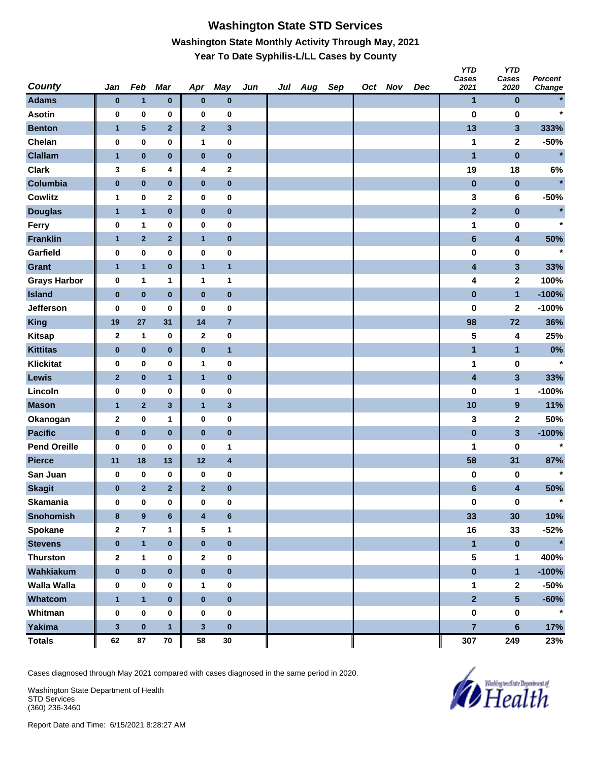# Washington State STD Services

## Washington State Monthly Activity Through May, 2021

### Year To Date Syphilis-L/LL Cases by County

| County | Jan | Feb | Mar | Apr | May | Jun | Jul | Aug | Sep | Oct | Nov | Dec | YTD Cases 2021 | YTD Cases 2020 | Percent Change |
|---|---|---|---|---|---|---|---|---|---|---|---|---|---|---|---|
| Adams | 0 | 1 | 0 | 0 | 0 | | | | | | | | 1 | 0 | * |
| Asotin | 0 | 0 | 0 | 0 | 0 | | | | | | | | 0 | 0 | * |
| Benton | 1 | 5 | 2 | 2 | 3 | | | | | | | | 13 | 3 | 333% |
| Chelan | 0 | 0 | 0 | 1 | 0 | | | | | | | | 1 | 2 | -50% |
| Clallam | 1 | 0 | 0 | 0 | 0 | | | | | | | | 1 | 0 | * |
| Clark | 3 | 6 | 4 | 4 | 2 | | | | | | | | 19 | 18 | 6% |
| Columbia | 0 | 0 | 0 | 0 | 0 | | | | | | | | 0 | 0 | * |
| Cowlitz | 1 | 0 | 2 | 0 | 0 | | | | | | | | 3 | 6 | -50% |
| Douglas | 1 | 1 | 0 | 0 | 0 | | | | | | | | 2 | 0 | * |
| Ferry | 0 | 1 | 0 | 0 | 0 | | | | | | | | 1 | 0 | * |
| Franklin | 1 | 2 | 2 | 1 | 0 | | | | | | | | 6 | 4 | 50% |
| Garfield | 0 | 0 | 0 | 0 | 0 | | | | | | | | 0 | 0 | * |
| Grant | 1 | 1 | 0 | 1 | 1 | | | | | | | | 4 | 3 | 33% |
| Grays Harbor | 0 | 1 | 1 | 1 | 1 | | | | | | | | 4 | 2 | 100% |
| Island | 0 | 0 | 0 | 0 | 0 | | | | | | | | 0 | 1 | -100% |
| Jefferson | 0 | 0 | 0 | 0 | 0 | | | | | | | | 0 | 2 | -100% |
| King | 19 | 27 | 31 | 14 | 7 | | | | | | | | 98 | 72 | 36% |
| Kitsap | 2 | 1 | 0 | 2 | 0 | | | | | | | | 5 | 4 | 25% |
| Kittitas | 0 | 0 | 0 | 0 | 1 | | | | | | | | 1 | 1 | 0% |
| Klickitat | 0 | 0 | 0 | 1 | 0 | | | | | | | | 1 | 0 | * |
| Lewis | 2 | 0 | 1 | 1 | 0 | | | | | | | | 4 | 3 | 33% |
| Lincoln | 0 | 0 | 0 | 0 | 0 | | | | | | | | 0 | 1 | -100% |
| Mason | 1 | 2 | 3 | 1 | 3 | | | | | | | | 10 | 9 | 11% |
| Okanogan | 2 | 0 | 1 | 0 | 0 | | | | | | | | 3 | 2 | 50% |
| Pacific | 0 | 0 | 0 | 0 | 0 | | | | | | | | 0 | 3 | -100% |
| Pend Oreille | 0 | 0 | 0 | 0 | 1 | | | | | | | | 1 | 0 | * |
| Pierce | 11 | 18 | 13 | 12 | 4 | | | | | | | | 58 | 31 | 87% |
| San Juan | 0 | 0 | 0 | 0 | 0 | | | | | | | | 0 | 0 | * |
| Skagit | 0 | 2 | 2 | 2 | 0 | | | | | | | | 6 | 4 | 50% |
| Skamania | 0 | 0 | 0 | 0 | 0 | | | | | | | | 0 | 0 | * |
| Snohomish | 8 | 9 | 6 | 4 | 6 | | | | | | | | 33 | 30 | 10% |
| Spokane | 2 | 7 | 1 | 5 | 1 | | | | | | | | 16 | 33 | -52% |
| Stevens | 0 | 1 | 0 | 0 | 0 | | | | | | | | 1 | 0 | * |
| Thurston | 2 | 1 | 0 | 2 | 0 | | | | | | | | 5 | 1 | 400% |
| Wahkiakum | 0 | 0 | 0 | 0 | 0 | | | | | | | | 0 | 1 | -100% |
| Walla Walla | 0 | 0 | 0 | 1 | 0 | | | | | | | | 1 | 2 | -50% |
| Whatcom | 1 | 1 | 0 | 0 | 0 | | | | | | | | 2 | 5 | -60% |
| Whitman | 0 | 0 | 0 | 0 | 0 | | | | | | | | 0 | 0 | * |
| Yakima | 3 | 0 | 1 | 3 | 0 | | | | | | | | 7 | 6 | 17% |
| Totals | 62 | 87 | 70 | 58 | 30 | | | | | | | | 307 | 249 | 23% |

Cases diagnosed through May 2021 compared with cases diagnosed in the same period in 2020.

Washington State Department of Health
STD Services
(360) 236-3460

Report Date and Time: 6/15/2021 8:28:27 AM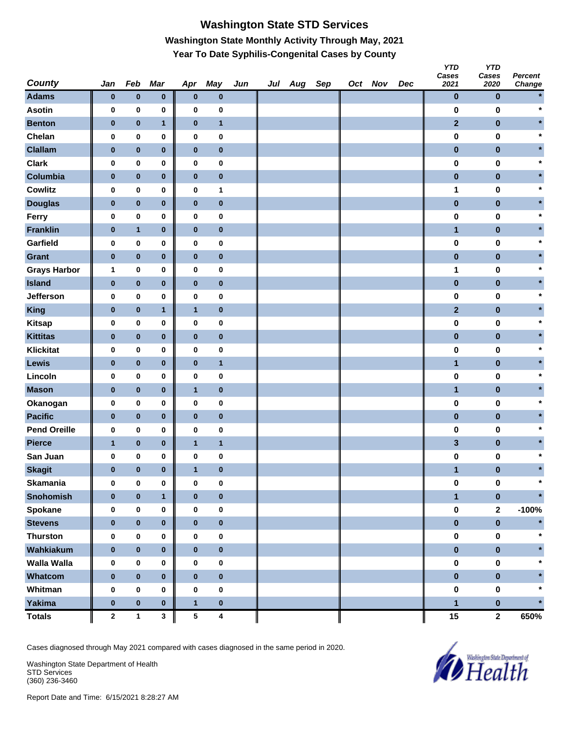# Washington State STD Services

## Washington State Monthly Activity Through May, 2021

### Year To Date Syphilis-Congenital Cases by County

| County | Jan | Feb | Mar | Apr | May | Jun | Jul | Aug | Sep | Oct | Nov | Dec | YTD Cases 2021 | YTD Cases 2020 | Percent Change |
|---|---|---|---|---|---|---|---|---|---|---|---|---|---|---|---|
| Adams | 0 | 0 | 0 | 0 | 0 | | | | | | | | 0 | 0 | * |
| Asotin | 0 | 0 | 0 | 0 | 0 | | | | | | | | 0 | 0 | * |
| Benton | 0 | 0 | 1 | 0 | 1 | | | | | | | | 2 | 0 | * |
| Chelan | 0 | 0 | 0 | 0 | 0 | | | | | | | | 0 | 0 | * |
| Clallam | 0 | 0 | 0 | 0 | 0 | | | | | | | | 0 | 0 | * |
| Clark | 0 | 0 | 0 | 0 | 0 | | | | | | | | 0 | 0 | * |
| Columbia | 0 | 0 | 0 | 0 | 0 | | | | | | | | 0 | 0 | * |
| Cowlitz | 0 | 0 | 0 | 0 | 1 | | | | | | | | 1 | 0 | * |
| Douglas | 0 | 0 | 0 | 0 | 0 | | | | | | | | 0 | 0 | * |
| Ferry | 0 | 0 | 0 | 0 | 0 | | | | | | | | 0 | 0 | * |
| Franklin | 0 | 1 | 0 | 0 | 0 | | | | | | | | 1 | 0 | * |
| Garfield | 0 | 0 | 0 | 0 | 0 | | | | | | | | 0 | 0 | * |
| Grant | 0 | 0 | 0 | 0 | 0 | | | | | | | | 0 | 0 | * |
| Grays Harbor | 1 | 0 | 0 | 0 | 0 | | | | | | | | 1 | 0 | * |
| Island | 0 | 0 | 0 | 0 | 0 | | | | | | | | 0 | 0 | * |
| Jefferson | 0 | 0 | 0 | 0 | 0 | | | | | | | | 0 | 0 | * |
| King | 0 | 0 | 1 | 1 | 0 | | | | | | | | 2 | 0 | * |
| Kitsap | 0 | 0 | 0 | 0 | 0 | | | | | | | | 0 | 0 | * |
| Kittitas | 0 | 0 | 0 | 0 | 0 | | | | | | | | 0 | 0 | * |
| Klickitat | 0 | 0 | 0 | 0 | 0 | | | | | | | | 0 | 0 | * |
| Lewis | 0 | 0 | 0 | 0 | 1 | | | | | | | | 1 | 0 | * |
| Lincoln | 0 | 0 | 0 | 0 | 0 | | | | | | | | 0 | 0 | * |
| Mason | 0 | 0 | 0 | 1 | 0 | | | | | | | | 1 | 0 | * |
| Okanogan | 0 | 0 | 0 | 0 | 0 | | | | | | | | 0 | 0 | * |
| Pacific | 0 | 0 | 0 | 0 | 0 | | | | | | | | 0 | 0 | * |
| Pend Oreille | 0 | 0 | 0 | 0 | 0 | | | | | | | | 0 | 0 | * |
| Pierce | 1 | 0 | 0 | 1 | 1 | | | | | | | | 3 | 0 | * |
| San Juan | 0 | 0 | 0 | 0 | 0 | | | | | | | | 0 | 0 | * |
| Skagit | 0 | 0 | 0 | 1 | 0 | | | | | | | | 1 | 0 | * |
| Skamania | 0 | 0 | 0 | 0 | 0 | | | | | | | | 0 | 0 | * |
| Snohomish | 0 | 0 | 1 | 0 | 0 | | | | | | | | 1 | 0 | * |
| Spokane | 0 | 0 | 0 | 0 | 0 | | | | | | | | 0 | 2 | -100% |
| Stevens | 0 | 0 | 0 | 0 | 0 | | | | | | | | 0 | 0 | * |
| Thurston | 0 | 0 | 0 | 0 | 0 | | | | | | | | 0 | 0 | * |
| Wahkiakum | 0 | 0 | 0 | 0 | 0 | | | | | | | | 0 | 0 | * |
| Walla Walla | 0 | 0 | 0 | 0 | 0 | | | | | | | | 0 | 0 | * |
| Whatcom | 0 | 0 | 0 | 0 | 0 | | | | | | | | 0 | 0 | * |
| Whitman | 0 | 0 | 0 | 0 | 0 | | | | | | | | 0 | 0 | * |
| Yakima | 0 | 0 | 0 | 1 | 0 | | | | | | | | 1 | 0 | * |
| Totals | 2 | 1 | 3 | 5 | 4 | | | | | | | | 15 | 2 | 650% |

Cases diagnosed through May 2021 compared with cases diagnosed in the same period in 2020.

Washington State Department of Health
STD Services
(360) 236-3460

Report Date and Time: 6/15/2021 8:28:27 AM